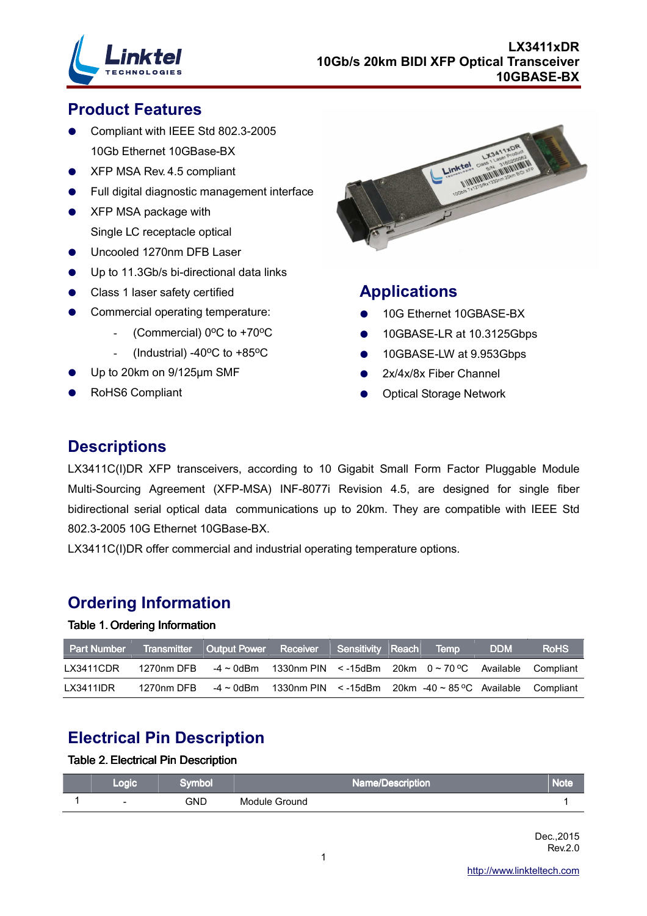LX3411xDR
10Gb/s 20km BIDI XFP Optical Transceiver
10GBASE-BX

## Product Features

- Compliant with IEEE Std 802.3-2005
  10Gb Ethernet 10GBase-BX
- XFP MSA Rev. 4.5 compliant
- Full digital diagnostic management interface
- XFP MSA package with
  Single LC receptacle optical
- Uncooled 1270nm DFB Laser
- Up to 11.3Gb/s bi-directional data links
- Class 1 laser safety certified
- Commercial operating temperature:
  - (Commercial) 0ºC to +70ºC
  - (Industrial) -40ºC to +85ºC
- Up to 20km on 9/125µm SMF
- RoHS6 Compliant

## Applications

- 10G Ethernet 10GBASE-BX
- 10GBASE-LR at 10.3125Gbps
- 10GBASE-LW at 9.953Gbps
- 2x/4x/8x Fiber Channel
- Optical Storage Network

## Descriptions

LX3411C(I)DR XFP transceivers, according to 10 Gigabit Small Form Factor Pluggable Module Multi-Sourcing Agreement (XFP-MSA) INF-8077i Revision 4.5, are designed for single fiber bidirectional serial optical data communications up to 20km. They are compatible with IEEE Std 802.3-2005 10G Ethernet 10GBase-BX.

LX3411C(I)DR offer commercial and industrial operating temperature options.

## Ordering Information

Table 1. Ordering Information

| Part Number | Transmitter | Output Power | Receiver | Sensitivity | Reach | Temp | DDM | RoHS |
|---|---|---|---|---|---|---|---|---|
| LX3411CDR | 1270nm DFB | -4 ~ 0dBm | 1330nm PIN | < -15dBm | 20km | 0 ~ 70 ºC | Available | Compliant |
| LX3411IDR | 1270nm DFB | -4 ~ 0dBm | 1330nm PIN | < -15dBm | 20km | -40 ~ 85 ºC | Available | Compliant |

## Electrical Pin Description

Table 2. Electrical Pin Description

| | Logic | Symbol | Name/Description | Note |
|---|---|---|---|---|
| 1 | - | GND | Module Ground | 1 |

Dec.,2015
Rev.2.0

http://www.linkteltech.com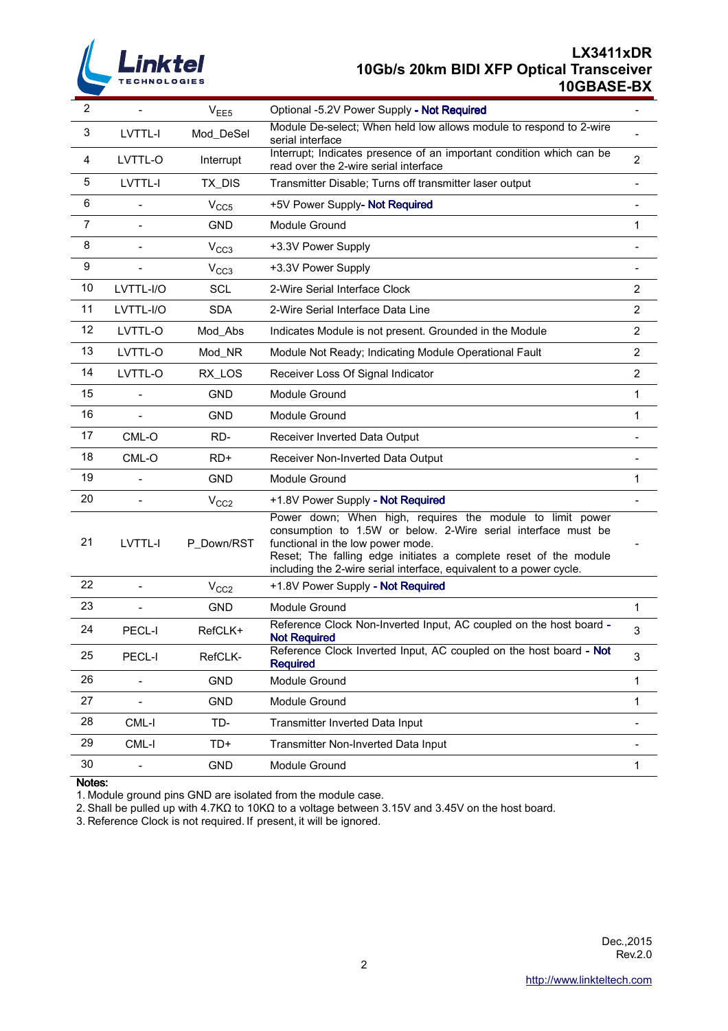| 2 | - | $V_{EE5}$ | Optional -5.2V Power Supply - **Not Required** | - |
|---|---|---|---|---|
| 3 | LVTTL-I | Mod_DeSel | Module De-select; When held low allows module to respond to 2-wire serial interface | - |
| 4 | LVTTL-O | Interrupt | Interrupt; Indicates presence of an important condition which can be read over the 2-wire serial interface | 2 |
| 5 | LVTTL-I | TX_DIS | Transmitter Disable; Turns off transmitter laser output | - |
| 6 | - | $V_{CC5}$ | +5V Power Supply- **Not Required** | - |
| 7 | - | GND | Module Ground | 1 |
| 8 | - | $V_{CC3}$ | +3.3V Power Supply | - |
| 9 | - | $V_{CC3}$ | +3.3V Power Supply | - |
| 10 | LVTTL-I/O | SCL | 2-Wire Serial Interface Clock | 2 |
| 11 | LVTTL-I/O | SDA | 2-Wire Serial Interface Data Line | 2 |
| 12 | LVTTL-O | Mod_Abs | Indicates Module is not present. Grounded in the Module | 2 |
| 13 | LVTTL-O | Mod_NR | Module Not Ready; Indicating Module Operational Fault | 2 |
| 14 | LVTTL-O | RX_LOS | Receiver Loss Of Signal Indicator | 2 |
| 15 | - | GND | Module Ground | 1 |
| 16 | - | GND | Module Ground | 1 |
| 17 | CML-O | RD- | Receiver Inverted Data Output | - |
| 18 | CML-O | RD+ | Receiver Non-Inverted Data Output | - |
| 19 | - | GND | Module Ground | 1 |
| 20 | - | $V_{CC2}$ | +1.8V Power Supply - **Not Required** | - |
| 21 | LVTTL-I | P_Down/RST | Power down; When high, requires the module to limit power consumption to 1.5W or below. 2-Wire serial interface must be functional in the low power mode. Reset; The falling edge initiates a complete reset of the module including the 2-wire serial interface, equivalent to a power cycle. | - |
| 22 | - | $V_{CC2}$ | +1.8V Power Supply - **Not Required** | |
| 23 | - | GND | Module Ground | 1 |
| 24 | PECL-I | RefCLK+ | Reference Clock Non-Inverted Input, AC coupled on the host board - **Not Required** | 3 |
| 25 | PECL-I | RefCLK- | Reference Clock Inverted Input, AC coupled on the host board - **Not Required** | 3 |
| 26 | - | GND | Module Ground | 1 |
| 27 | - | GND | Module Ground | 1 |
| 28 | CML-I | TD- | Transmitter Inverted Data Input | - |
| 29 | CML-I | TD+ | Transmitter Non-Inverted Data Input | - |
| 30 | - | GND | Module Ground | 1 |

**Notes:**

1. Module ground pins GND are isolated from the module case.
2. Shall be pulled up with 4.7KΩ to 10KΩ to a voltage between 3.15V and 3.45V on the host board.
3. Reference Clock is not required. If present, it will be ignored.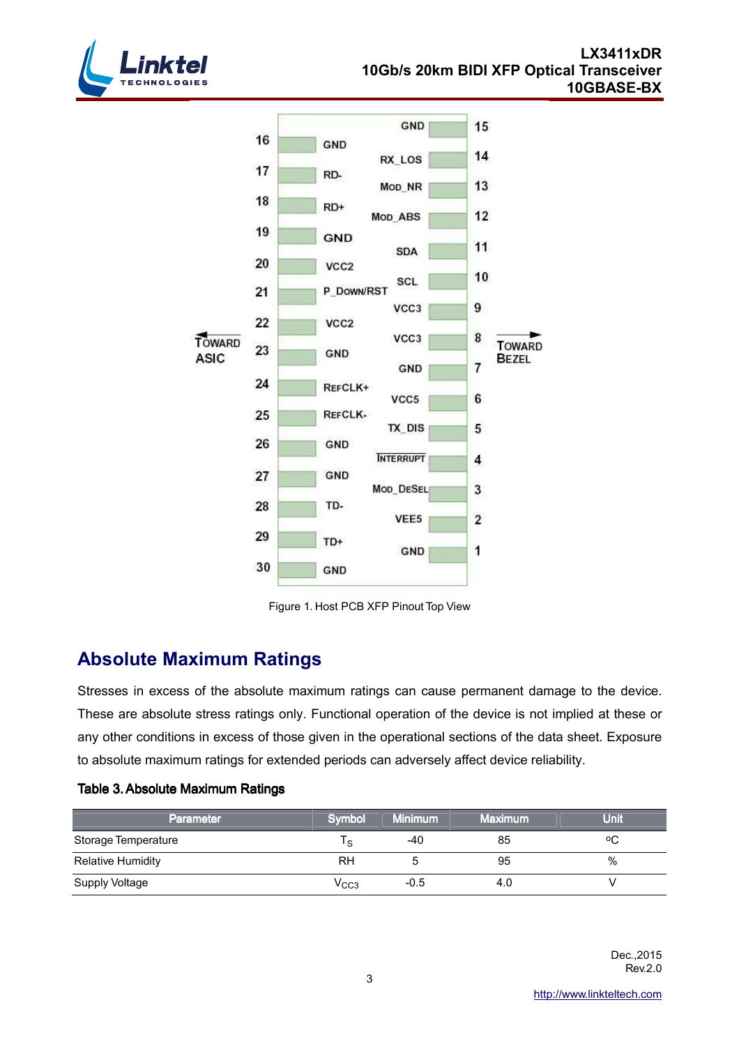Figure 1. Host PCB XFP Pinout Top View

## Absolute Maximum Ratings

Stresses in excess of the absolute maximum ratings can cause permanent damage to the device. These are absolute stress ratings only. Functional operation of the device is not implied at these or any other conditions in excess of those given in the operational sections of the data sheet. Exposure to absolute maximum ratings for extended periods can adversely affect device reliability.

**Table 3. Absolute Maximum Ratings**

| Parameter | Symbol | Minimum | Maximum | Unit |
|---|---|---|---|---|
| Storage Temperature | $T_S$ | -40 | 85 | ºC |
| Relative Humidity | RH | 5 | 95 | % |
| Supply Voltage | $V_{CC3}$ | -0.5 | 4.0 | V |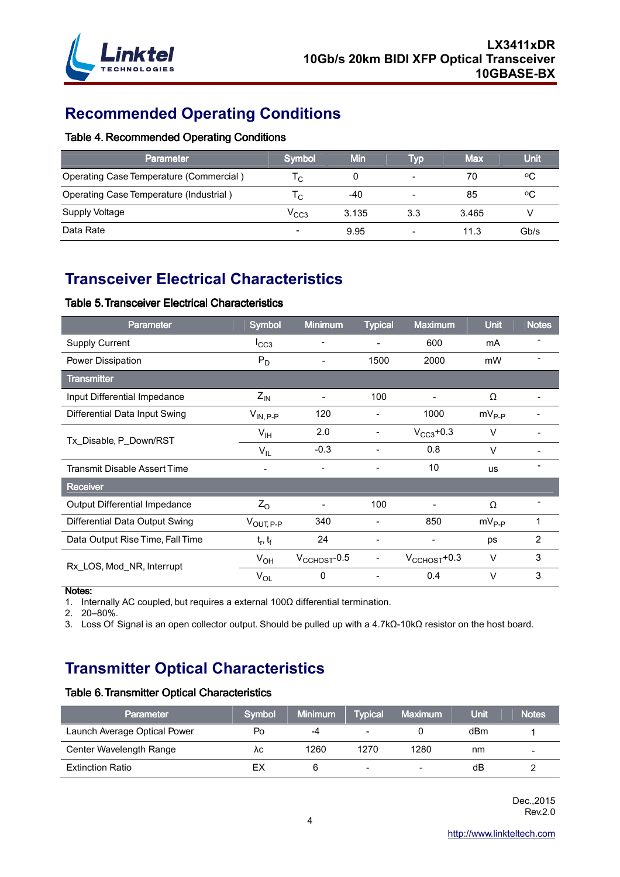## Recommended Operating Conditions

### Table 4. Recommended Operating Conditions

| Parameter | Symbol | Min | Typ | Max | Unit |
|---|---|---|---|---|---|
| Operating Case Temperature (Commercial ) | $T_C$ | 0 | - | 70 | ºC |
| Operating Case Temperature (Industrial ) | $T_C$ | -40 | - | 85 | ºC |
| Supply Voltage | $V_{CC3}$ | 3.135 | 3.3 | 3.465 | V |
| Data Rate | - | 9.95 | - | 11.3 | Gb/s |

## Transceiver Electrical Characteristics

### Table 5. Transceiver Electrical Characteristics

| Parameter | Symbol | Minimum | Typical | Maximum | Unit | Notes |
|---|---|---|---|---|---|---|
| Supply Current | $I_{CC3}$ | - | - | 600 | mA | - |
| Power Dissipation | $P_D$ | - | 1500 | 2000 | mW | - |
| **Transmitter** | | | | | | |
| Input Differential Impedance | $Z_{IN}$ | - | 100 | - | Ω | - |
| Differential Data Input Swing | $V_{IN, P-P}$ | 120 | - | 1000 | $mV_{P-P}$ | - |
| Tx_Disable, P_Down/RST | $V_{IH}$ | 2.0 | - | $V_{CC3}$+0.3 | V | - |
| | $V_{IL}$ | -0.3 | - | 0.8 | V | - |
| Transmit Disable Assert Time | - | - | - | 10 | us | - |
| **Receiver** | | | | | | |
| Output Differential Impedance | $Z_O$ | - | 100 | - | Ω | - |
| Differential Data Output Swing | $V_{OUT, P-P}$ | 340 | - | 850 | $mV_{P-P}$ | 1 |
| Data Output Rise Time, Fall Time | $t_r$, $t_f$ | 24 | - | - | ps | 2 |
| Rx_LOS, Mod_NR, Interrupt | $V_{OH}$ | $V_{CCHOST}$-0.5 | - | $V_{CCHOST}$+0.3 | V | 3 |
| | $V_{OL}$ | 0 | - | 0.4 | V | 3 |

**Notes:**

1. Internally AC coupled, but requires a external 100Ω differential termination.
2. 20–80%.
3. Loss Of Signal is an open collector output. Should be pulled up with a 4.7kΩ-10kΩ resistor on the host board.

## Transmitter Optical Characteristics

### Table 6. Transmitter Optical Characteristics

| Parameter | Symbol | Minimum | Typical | Maximum | Unit | Notes |
|---|---|---|---|---|---|---|
| Launch Average Optical Power | Po | -4 | - | 0 | dBm | 1 |
| Center Wavelength Range | λc | 1260 | 1270 | 1280 | nm | - |
| Extinction Ratio | EX | 6 | - | - | dB | 2 |

Dec.,2015
Rev.2.0

http://www.linkteltech.com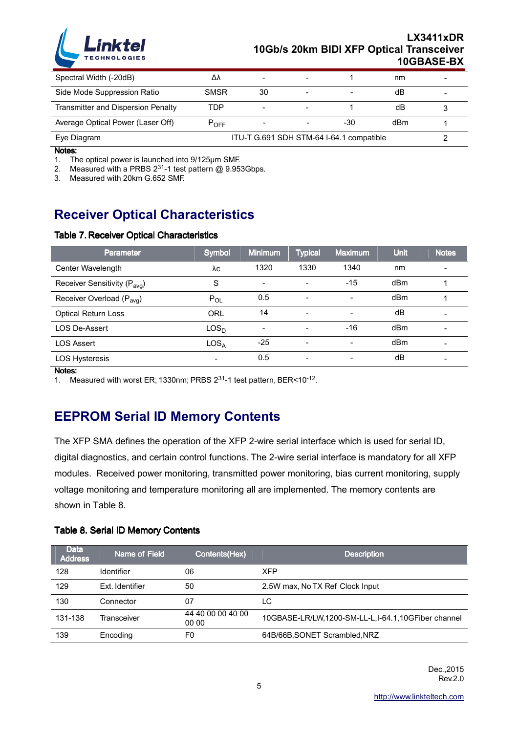| Spectral Width (-20dB) | Δλ | - | - | 1 | nm | - |
|---|---|---|---|---|---|---|
| Side Mode Suppression Ratio | SMSR | 30 | - | - | dB | - |
| Transmitter and Dispersion Penalty | TDP | - | - | 1 | dB | 3 |
| Average Optical Power (Laser Off) | $P_{OFF}$ | - | - | -30 | dBm | 1 |
| Eye Diagram | ITU-T G.691 SDH STM-64 I-64.1 compatible | | | | | 2 |

**Notes:**

1. The optical power is launched into 9/125μm SMF.
2. Measured with a PRBS $2^{31}$-1 test pattern @ 9.953Gbps.
3. Measured with 20km G.652 SMF.

## Receiver Optical Characteristics

**Table 7. Receiver Optical Characteristics**

| Parameter | Symbol | Minimum | Typical | Maximum | Unit | Notes |
|---|---|---|---|---|---|---|
| Center Wavelength | λc | 1320 | 1330 | 1340 | nm | - |
| Receiver Sensitivity ($P_{avg}$) | S | - | - | -15 | dBm | 1 |
| Receiver Overload ($P_{avg}$) | $P_{OL}$ | 0.5 | - | - | dBm | 1 |
| Optical Return Loss | ORL | 14 | - | - | dB | - |
| LOS De-Assert | $LOS_D$ | - | - | -16 | dBm | - |
| LOS Assert | $LOS_A$ | -25 | - | - | dBm | - |
| LOS Hysteresis | - | 0.5 | - | - | dB | - |

**Notes:**

1. Measured with worst ER; 1330nm; PRBS $2^{31}$-1 test pattern, BER<$10^{-12}$.

## EEPROM Serial ID Memory Contents

The XFP SMA defines the operation of the XFP 2-wire serial interface which is used for serial ID, digital diagnostics, and certain control functions. The 2-wire serial interface is mandatory for all XFP modules. Received power monitoring, transmitted power monitoring, bias current monitoring, supply voltage monitoring and temperature monitoring all are implemented. The memory contents are shown in Table 8.

**Table 8. Serial ID Memory Contents**

| Data Address | Name of Field | Contents(Hex) | Description |
|---|---|---|---|
| 128 | Identifier | 06 | XFP |
| 129 | Ext. Identifier | 50 | 2.5W max, No TX Ref Clock Input |
| 130 | Connector | 07 | LC |
| 131-138 | Transceiver | 44 40 00 00 40 00 00 00 | 10GBASE-LR/LW,1200-SM-LL-L,I-64.1,10GFiber channel |
| 139 | Encoding | F0 | 64B/66B,SONET Scrambled,NRZ |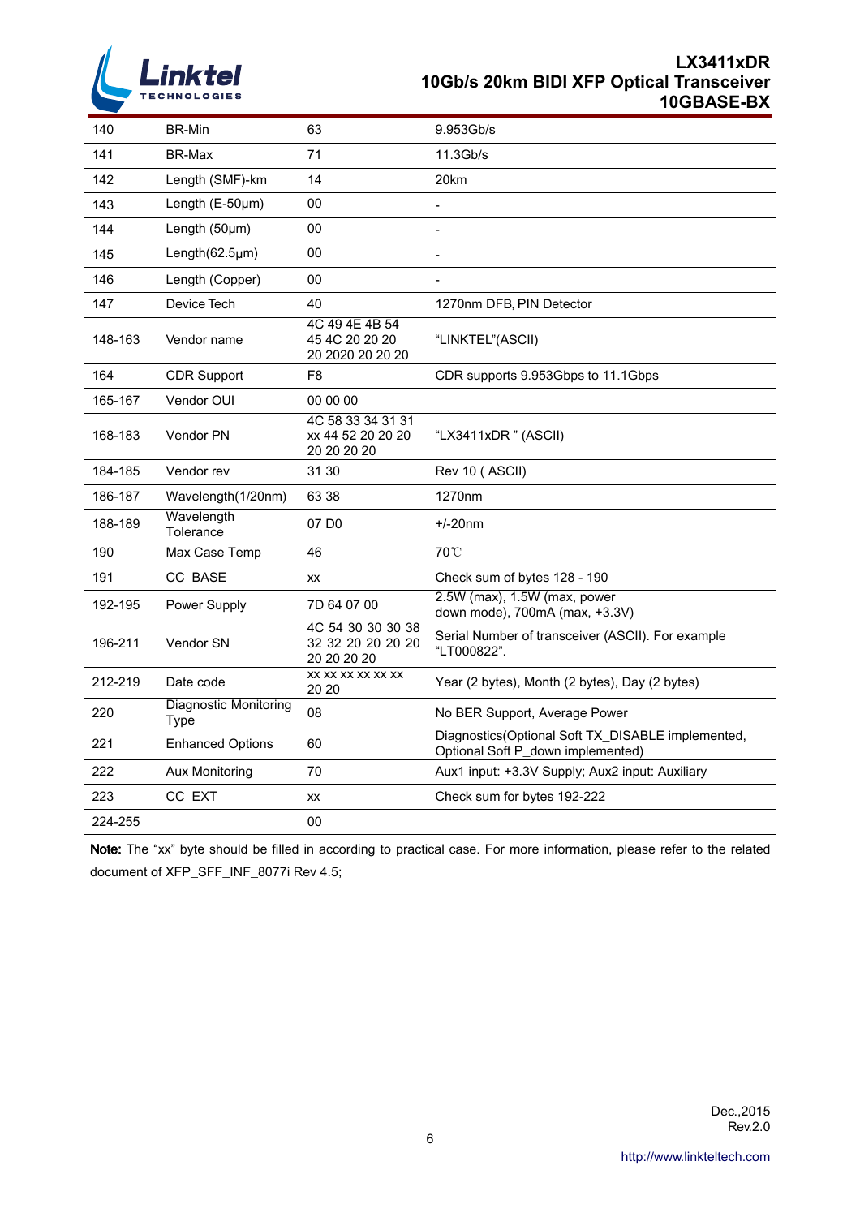| 140 | BR-Min | 63 | 9.953Gb/s |
|---|---|---|---|
| 141 | BR-Max | 71 | 11.3Gb/s |
| 142 | Length (SMF)-km | 14 | 20km |
| 143 | Length (E-50μm) | 00 | - |
| 144 | Length (50μm) | 00 | - |
| 145 | Length(62.5μm) | 00 | - |
| 146 | Length (Copper) | 00 | - |
| 147 | Device Tech | 40 | 1270nm DFB, PIN Detector |
| 148-163 | Vendor name | 4C 49 4E 4B 54 45 4C 20 20 20 20 2020 20 20 20 | "LINKTEL"(ASCII) |
| 164 | CDR Support | F8 | CDR supports 9.953Gbps to 11.1Gbps |
| 165-167 | Vendor OUI | 00 00 00 | |
| 168-183 | Vendor PN | 4C 58 33 34 31 31 xx 44 52 20 20 20 20 20 20 20 | "LX3411xDR " (ASCII) |
| 184-185 | Vendor rev | 31 30 | Rev 10 ( ASCII) |
| 186-187 | Wavelength(1/20nm) | 63 38 | 1270nm |
| 188-189 | Wavelength Tolerance | 07 D0 | +/-20nm |
| 190 | Max Case Temp | 46 | 70℃ |
| 191 | CC_BASE | xx | Check sum of bytes 128 - 190 |
| 192-195 | Power Supply | 7D 64 07 00 | 2.5W (max), 1.5W (max, power down mode), 700mA (max, +3.3V) |
| 196-211 | Vendor SN | 4C 54 30 30 30 38 32 32 20 20 20 20 20 20 20 20 | Serial Number of transceiver (ASCII). For example "LT000822". |
| 212-219 | Date code | xx xx xx xx xx xx 20 20 | Year (2 bytes), Month (2 bytes), Day (2 bytes) |
| 220 | Diagnostic Monitoring Type | 08 | No BER Support, Average Power |
| 221 | Enhanced Options | 60 | Diagnostics(Optional Soft TX_DISABLE implemented, Optional Soft P_down implemented) |
| 222 | Aux Monitoring | 70 | Aux1 input: +3.3V Supply; Aux2 input: Auxiliary |
| 223 | CC_EXT | xx | Check sum for bytes 192-222 |
| 224-255 | | 00 | |

**Note:** The "xx" byte should be filled in according to practical case. For more information, please refer to the related document of XFP_SFF_INF_8077i Rev 4.5;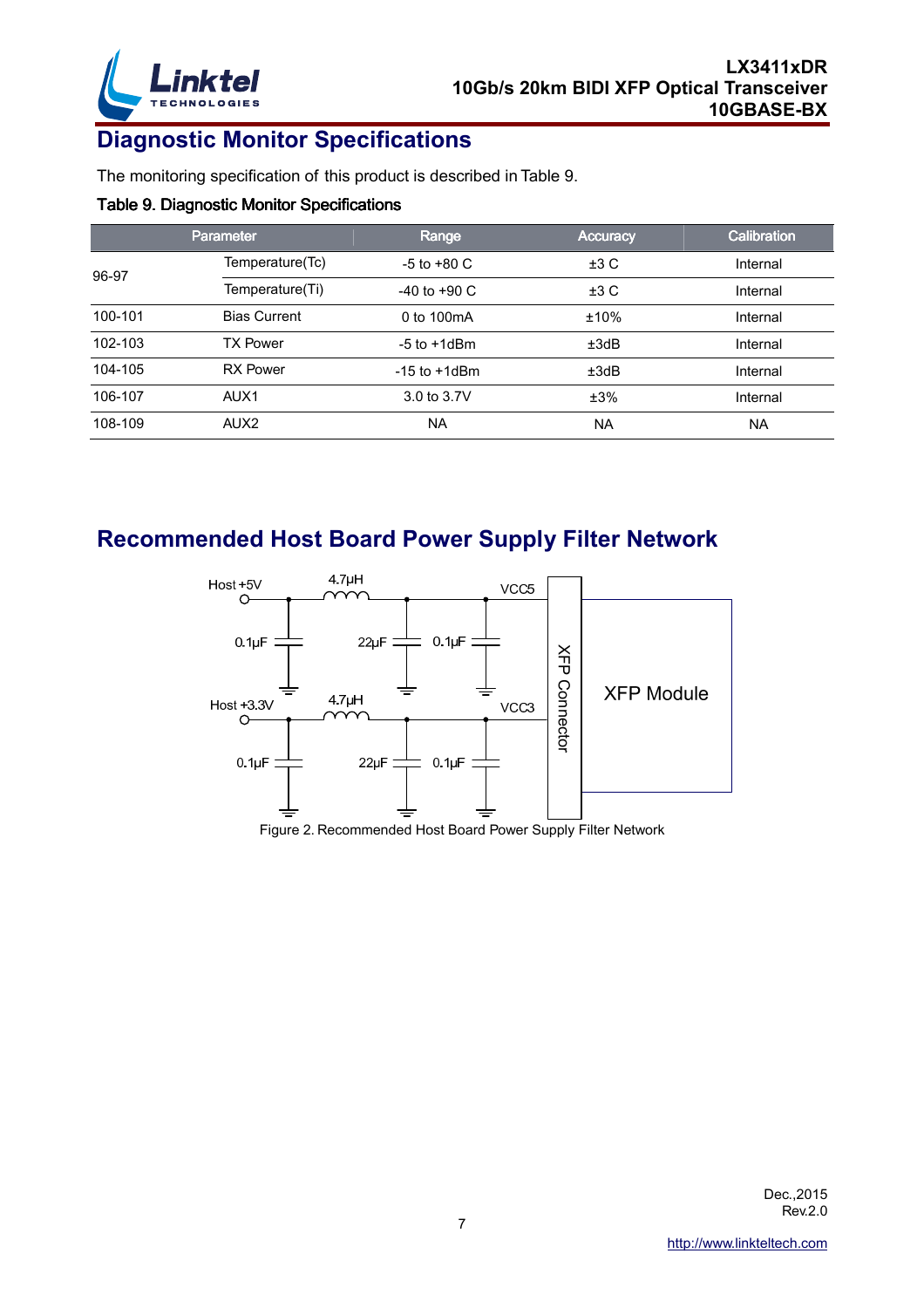## Diagnostic Monitor Specifications

The monitoring specification of this product is described in Table 9.

**Table 9. Diagnostic Monitor Specifications**

| Parameter | | Range | Accuracy | Calibration |
|---|---|---|---|---|
| 96-97 | Temperature(Tc) | -5 to +80 C | ±3 C | Internal |
| | Temperature(Ti) | -40 to +90 C | ±3 C | Internal |
| 100-101 | Bias Current | 0 to 100mA | ±10% | Internal |
| 102-103 | TX Power | -5 to +1dBm | ±3dB | Internal |
| 104-105 | RX Power | -15 to +1dBm | ±3dB | Internal |
| 106-107 | AUX1 | 3.0 to 3.7V | ±3% | Internal |
| 108-109 | AUX2 | NA | NA | NA |

## Recommended Host Board Power Supply Filter Network

Figure 2. Recommended Host Board Power Supply Filter Network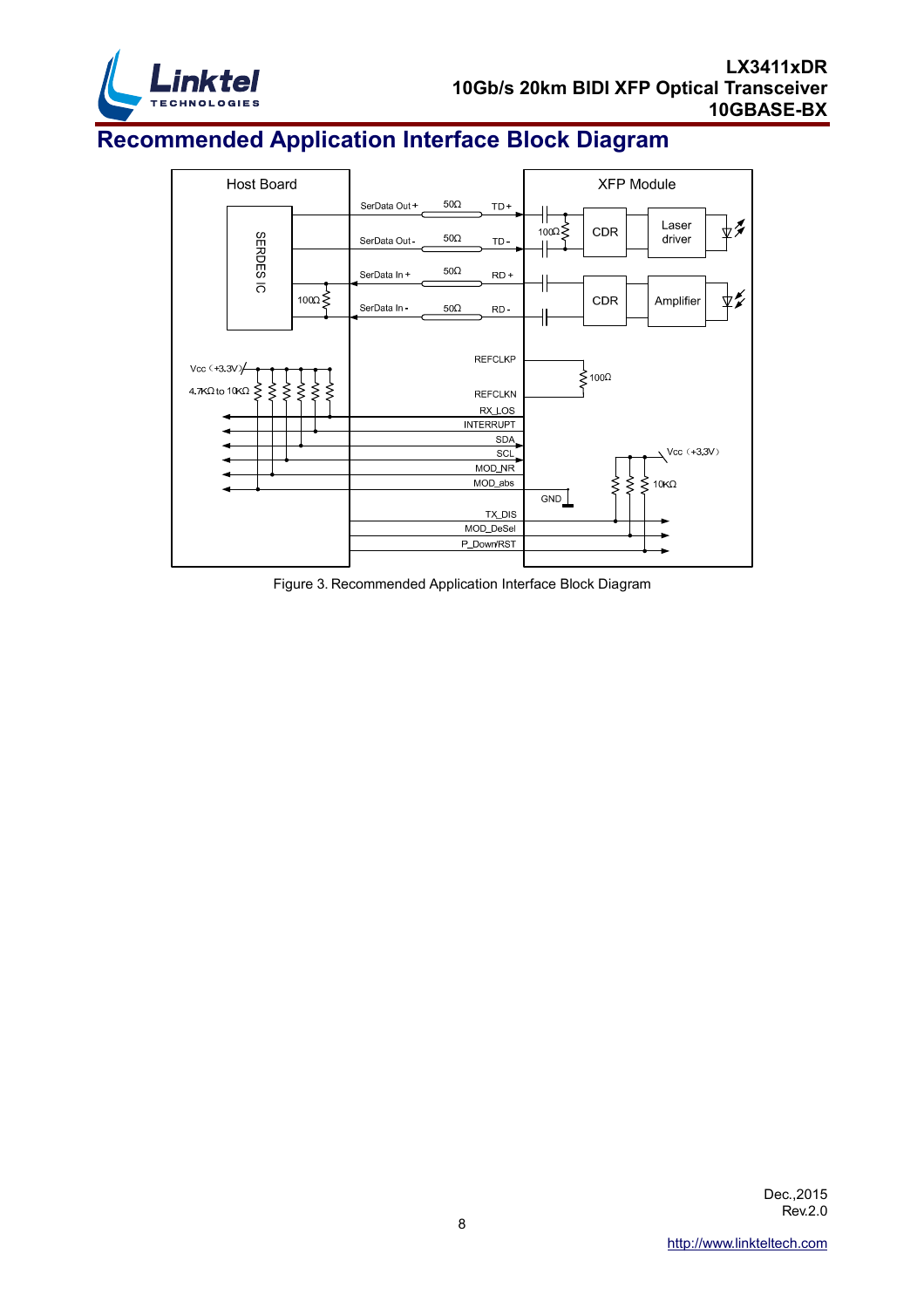# Recommended Application Interface Block Diagram

Figure 3. Recommended Application Interface Block Diagram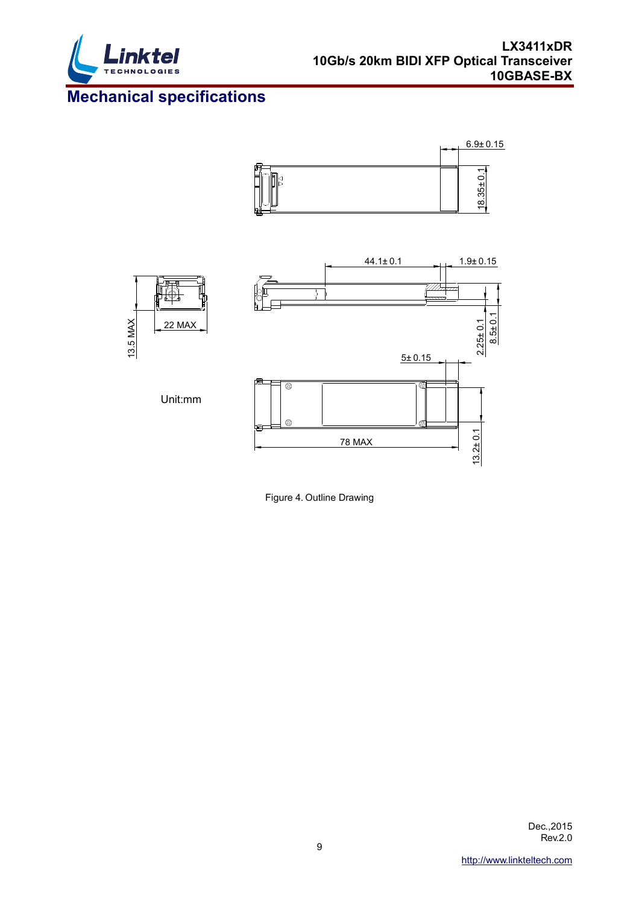## Mechanical specifications

6.9± 0.15

18.35± 0.1

44.1± 0.1

1.9± 0.15

13.5 MAX

22 MAX

2.25± 0.1

8.5± 0.1

5± 0.15

Unit:mm

78 MAX

13.2± 0.1

Figure 4. Outline Drawing

Dec.,2015
Rev.2.0

http://www.linkteltech.com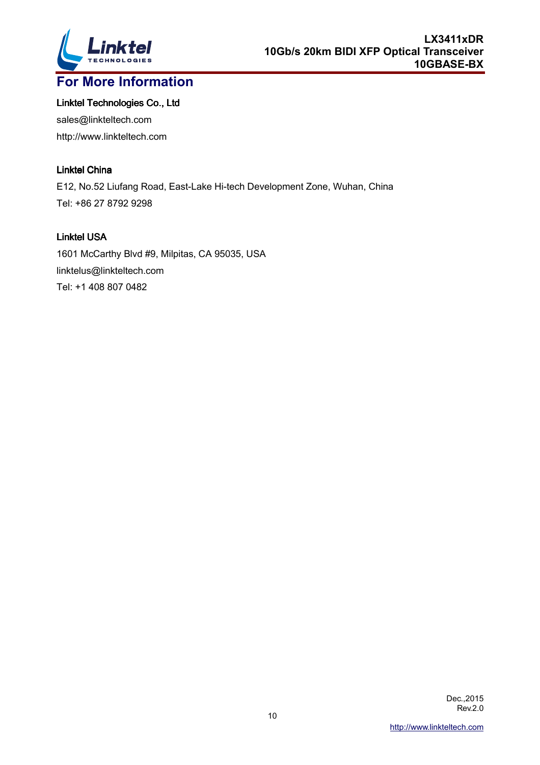# For More Information

**Linktel Technologies Co., Ltd**

sales@linkteltech.com

http://www.linkteltech.com

**Linktel China**

E12, No.52 Liufang Road, East-Lake Hi-tech Development Zone, Wuhan, China

Tel: +86 27 8792 9298

**Linktel USA**

1601 McCarthy Blvd #9, Milpitas, CA 95035, USA

linktelus@linkteltech.com

Tel: +1 408 807 0482